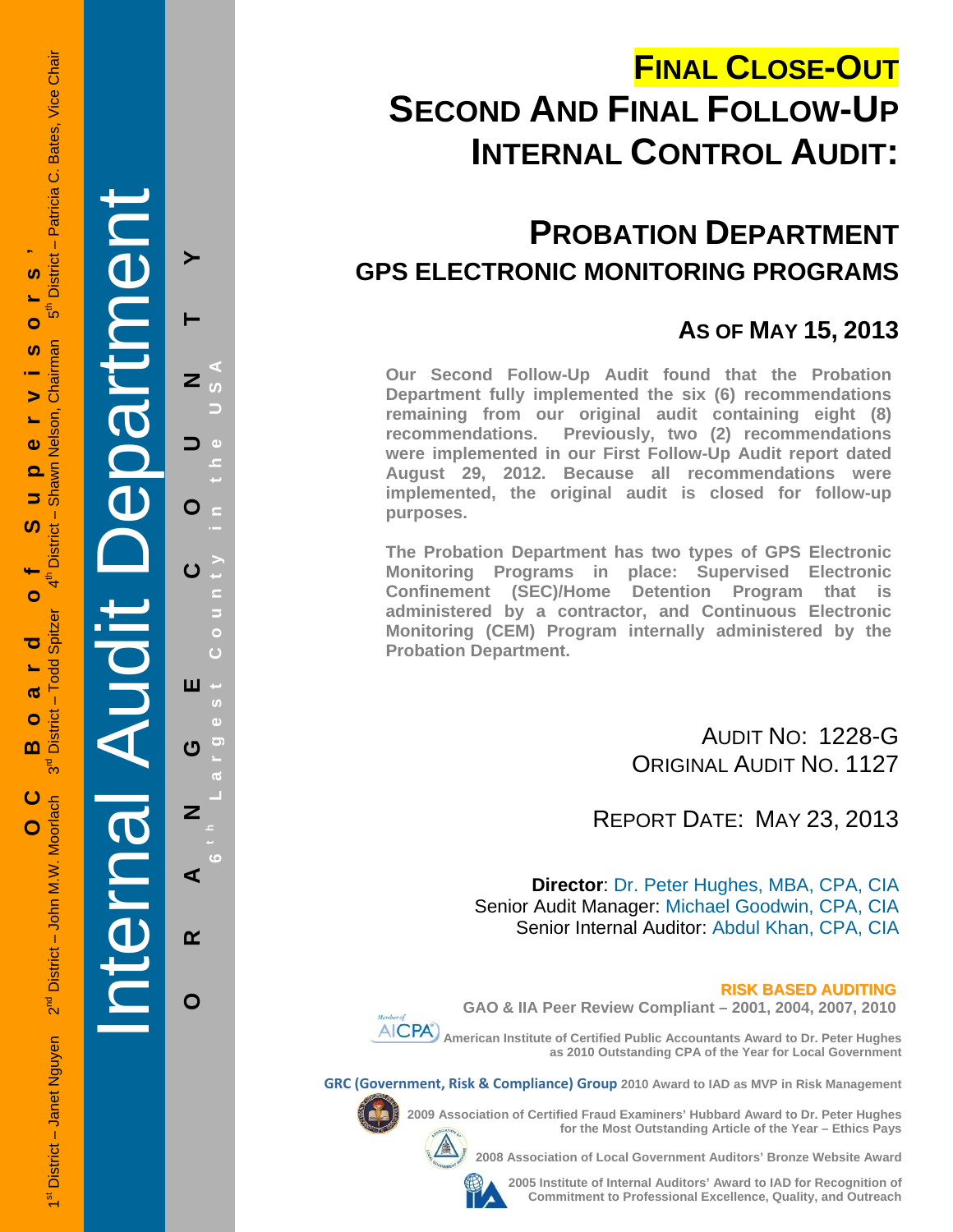OC Board of Supervisors' — 1st District – Janet Nguyen · 2nd District – John M.W. Moorlach · 3rd District – Todd Spitzer · 4th District – Shawn Nelson, Chairman · 5th District – Patricia C. Bates, Vice Chair

Internal Audit Department

ORANGE COUNTY — 6th Largest County in the USA

# FINAL CLOSE-OUT

# SECOND AND FINAL FOLLOW-UP INTERNAL CONTROL AUDIT:

## PROBATION DEPARTMENT

## GPS ELECTRONIC MONITORING PROGRAMS

### AS OF MAY 15, 2013

**Our Second Follow-Up Audit found that the Probation Department fully implemented the six (6) recommendations remaining from our original audit containing eight (8) recommendations. Previously, two (2) recommendations were implemented in our First Follow-Up Audit report dated August 29, 2012. Because all recommendations were implemented, the original audit is closed for follow-up purposes.**

**The Probation Department has two types of GPS Electronic Monitoring Programs in place: Supervised Electronic Confinement (SEC)/Home Detention Program that is administered by a contractor, and Continuous Electronic Monitoring (CEM) Program internally administered by the Probation Department.**

AUDIT NO: 1228-G
ORIGINAL AUDIT NO. 1127

REPORT DATE: MAY 23, 2013

**Director**: Dr. Peter Hughes, MBA, CPA, CIA
Senior Audit Manager: Michael Goodwin, CPA, CIA
Senior Internal Auditor: Abdul Khan, CPA, CIA

**RISK BASED AUDITING**

**GAO & IIA Peer Review Compliant – 2001, 2004, 2007, 2010**

**American Institute of Certified Public Accountants Award to Dr. Peter Hughes as 2010 Outstanding CPA of the Year for Local Government**

**GRC (Government, Risk & Compliance) Group 2010 Award to IAD as MVP in Risk Management**

**2009 Association of Certified Fraud Examiners' Hubbard Award to Dr. Peter Hughes for the Most Outstanding Article of the Year – Ethics Pays**

**2008 Association of Local Government Auditors' Bronze Website Award**

**2005 Institute of Internal Auditors' Award to IAD for Recognition of Commitment to Professional Excellence, Quality, and Outreach**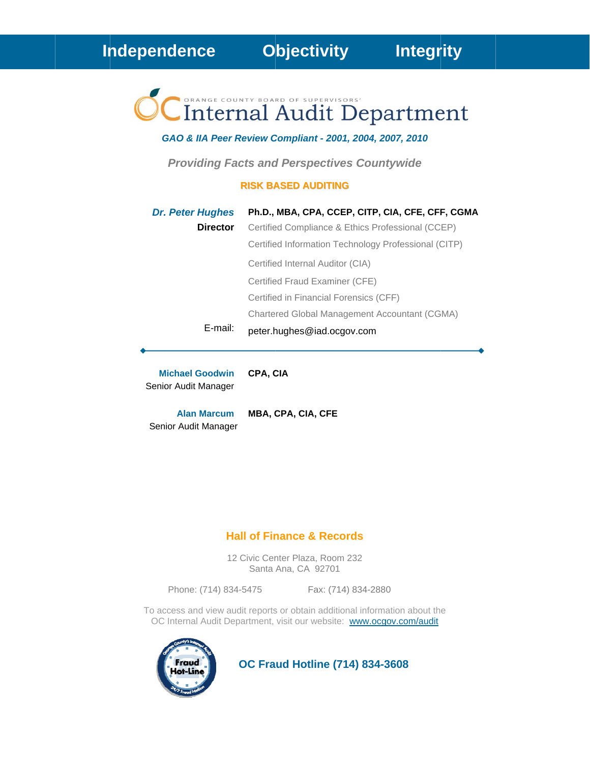**Independence** **Objectivity** **Integrity**

ORANGE COUNTY BOARD OF SUPERVISORS'

# Internal Audit Department

***GAO & IIA Peer Review Compliant - 2001, 2004, 2007, 2010***

***Providing Facts and Perspectives Countywide***

**RISK BASED AUDITING**

***Dr. Peter Hughes*** **Ph.D., MBA, CPA, CCEP, CITP, CIA, CFE, CFF, CGMA**

**Director**

Certified Compliance & Ethics Professional (CCEP)

Certified Information Technology Professional (CITP)

Certified Internal Auditor (CIA)

Certified Fraud Examiner (CFE)

Certified in Financial Forensics (CFF)

Chartered Global Management Accountant (CGMA)

E-mail: peter.hughes@iad.ocgov.com

---

**Michael Goodwin** **CPA, CIA**
Senior Audit Manager

**Alan Marcum** **MBA, CPA, CIA, CFE**
Senior Audit Manager

**Hall of Finance & Records**

12 Civic Center Plaza, Room 232
Santa Ana, CA 92701

Phone: (714) 834-5475 Fax: (714) 834-2880

To access and view audit reports or obtain additional information about the OC Internal Audit Department, visit our website: www.ocgov.com/audit

Orange County's Internal Audit Fraud Hot-Line 24/7 Fraud Hotline

**OC Fraud Hotline (714) 834-3608**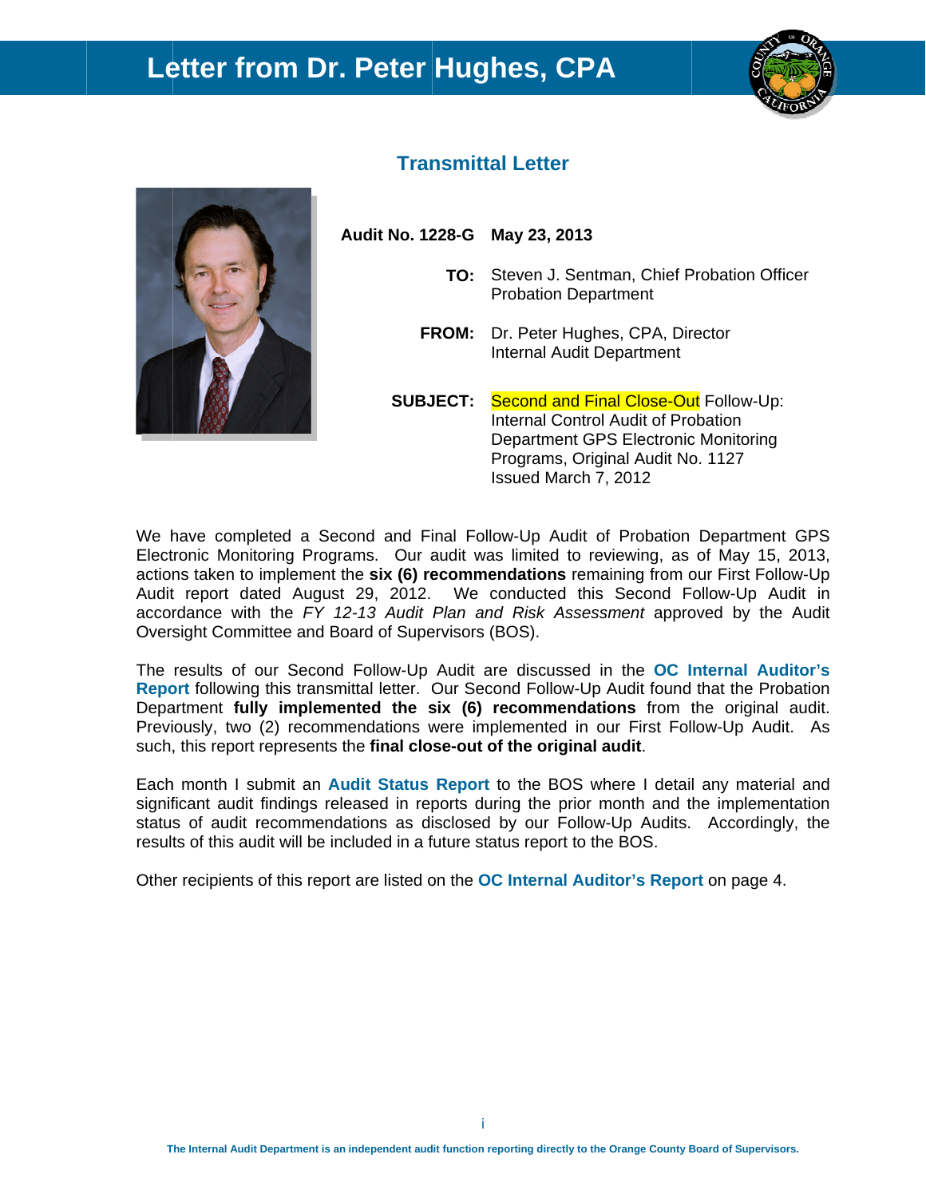# Letter from Dr. Peter Hughes, CPA

## Transmittal Letter

**Audit No. 1228-G** **May 23, 2013**

**TO:** Steven J. Sentman, Chief Probation Officer
Probation Department

**FROM:** Dr. Peter Hughes, CPA, Director
Internal Audit Department

**SUBJECT:** Second and Final Close-Out Follow-Up: Internal Control Audit of Probation Department GPS Electronic Monitoring Programs, Original Audit No. 1127 Issued March 7, 2012

We have completed a Second and Final Follow-Up Audit of Probation Department GPS Electronic Monitoring Programs. Our audit was limited to reviewing, as of May 15, 2013, actions taken to implement the **six (6) recommendations** remaining from our First Follow-Up Audit report dated August 29, 2012. We conducted this Second Follow-Up Audit in accordance with the *FY 12-13 Audit Plan and Risk Assessment* approved by the Audit Oversight Committee and Board of Supervisors (BOS).

The results of our Second Follow-Up Audit are discussed in the **OC Internal Auditor's Report** following this transmittal letter. Our Second Follow-Up Audit found that the Probation Department **fully implemented the six (6) recommendations** from the original audit. Previously, two (2) recommendations were implemented in our First Follow-Up Audit. As such, this report represents the **final close-out of the original audit**.

Each month I submit an **Audit Status Report** to the BOS where I detail any material and significant audit findings released in reports during the prior month and the implementation status of audit recommendations as disclosed by our Follow-Up Audits. Accordingly, the results of this audit will be included in a future status report to the BOS.

Other recipients of this report are listed on the **OC Internal Auditor's Report** on page 4.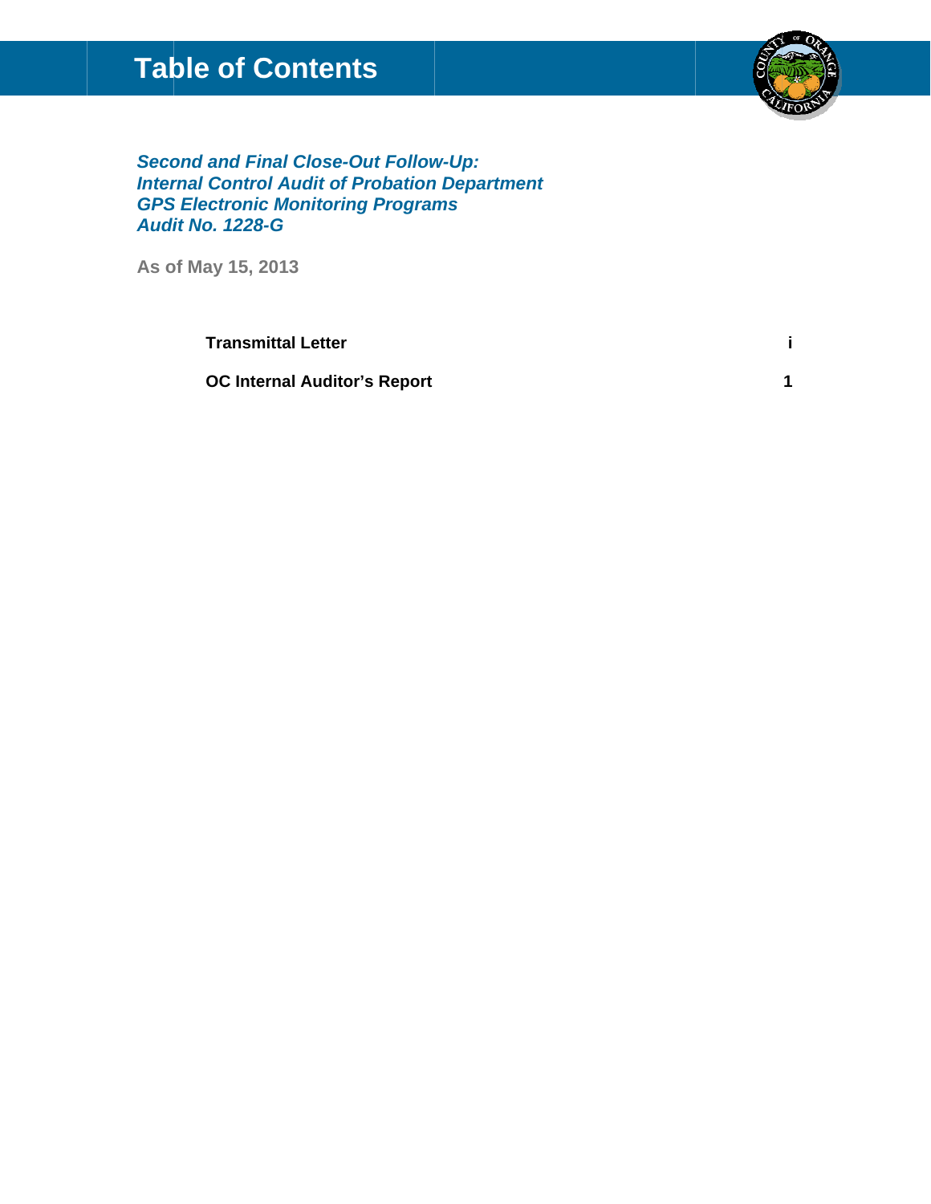# Table of Contents

***Second and Final Close-Out Follow-Up:***
***Internal Control Audit of Probation Department***
***GPS Electronic Monitoring Programs***
***Audit No. 1228-G***

**As of May 15, 2013**

| | |
|---|---|
| **Transmittal Letter** | **i** |
| **OC Internal Auditor's Report** | **1** |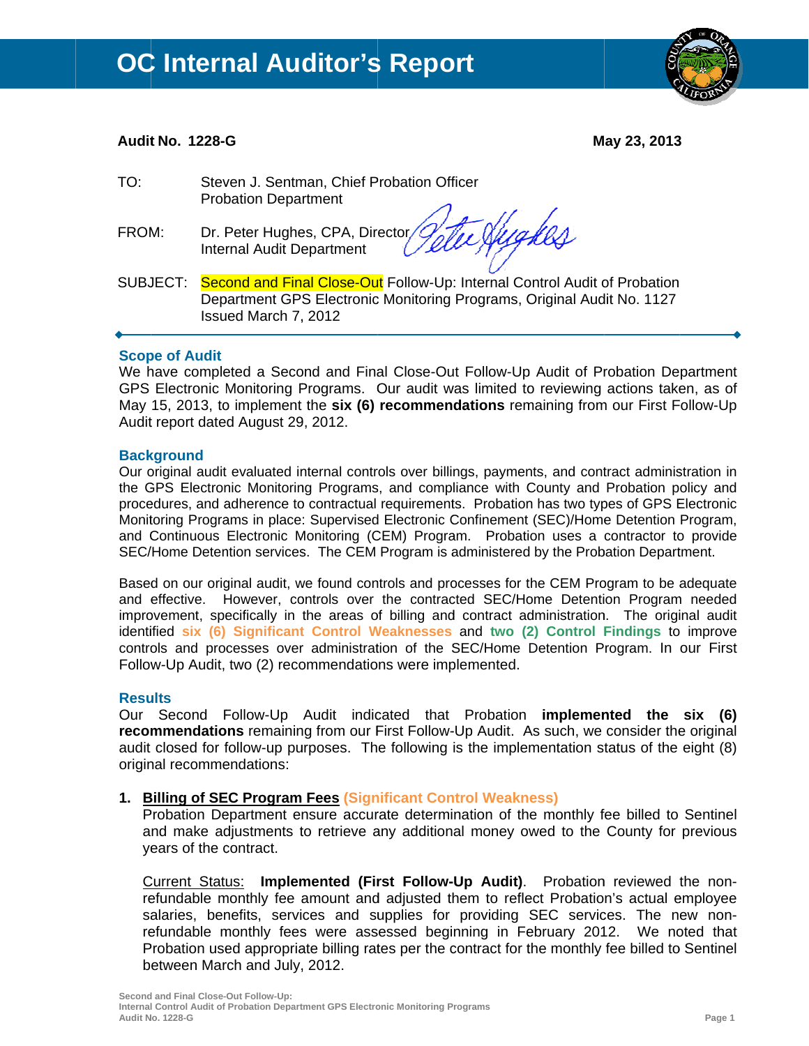# OC Internal Auditor's Report

**Audit No. 1228-G** **May 23, 2013**

TO: Steven J. Sentman, Chief Probation Officer
Probation Department

FROM: Dr. Peter Hughes, CPA, Director
Internal Audit Department

SUBJECT: Second and Final Close-Out Follow-Up: Internal Control Audit of Probation Department GPS Electronic Monitoring Programs, Original Audit No. 1127 Issued March 7, 2012

---

## Scope of Audit

We have completed a Second and Final Close-Out Follow-Up Audit of Probation Department GPS Electronic Monitoring Programs. Our audit was limited to reviewing actions taken, as of May 15, 2013, to implement the **six (6) recommendations** remaining from our First Follow-Up Audit report dated August 29, 2012.

## Background

Our original audit evaluated internal controls over billings, payments, and contract administration in the GPS Electronic Monitoring Programs, and compliance with County and Probation policy and procedures, and adherence to contractual requirements. Probation has two types of GPS Electronic Monitoring Programs in place: Supervised Electronic Confinement (SEC)/Home Detention Program, and Continuous Electronic Monitoring (CEM) Program. Probation uses a contractor to provide SEC/Home Detention services. The CEM Program is administered by the Probation Department.

Based on our original audit, we found controls and processes for the CEM Program to be adequate and effective. However, controls over the contracted SEC/Home Detention Program needed improvement, specifically in the areas of billing and contract administration. The original audit identified **six (6) Significant Control Weaknesses** and **two (2) Control Findings** to improve controls and processes over administration of the SEC/Home Detention Program. In our First Follow-Up Audit, two (2) recommendations were implemented.

## Results

Our Second Follow-Up Audit indicated that Probation **implemented the six (6) recommendations** remaining from our First Follow-Up Audit. As such, we consider the original audit closed for follow-up purposes. The following is the implementation status of the eight (8) original recommendations:

1. **Billing of SEC Program Fees (Significant Control Weakness)**
   Probation Department ensure accurate determination of the monthly fee billed to Sentinel and make adjustments to retrieve any additional money owed to the County for previous years of the contract.

   Current Status: **Implemented (First Follow-Up Audit)**. Probation reviewed the non-refundable monthly fee amount and adjusted them to reflect Probation's actual employee salaries, benefits, services and supplies for providing SEC services. The new non-refundable monthly fees were assessed beginning in February 2012. We noted that Probation used appropriate billing rates per the contract for the monthly fee billed to Sentinel between March and July, 2012.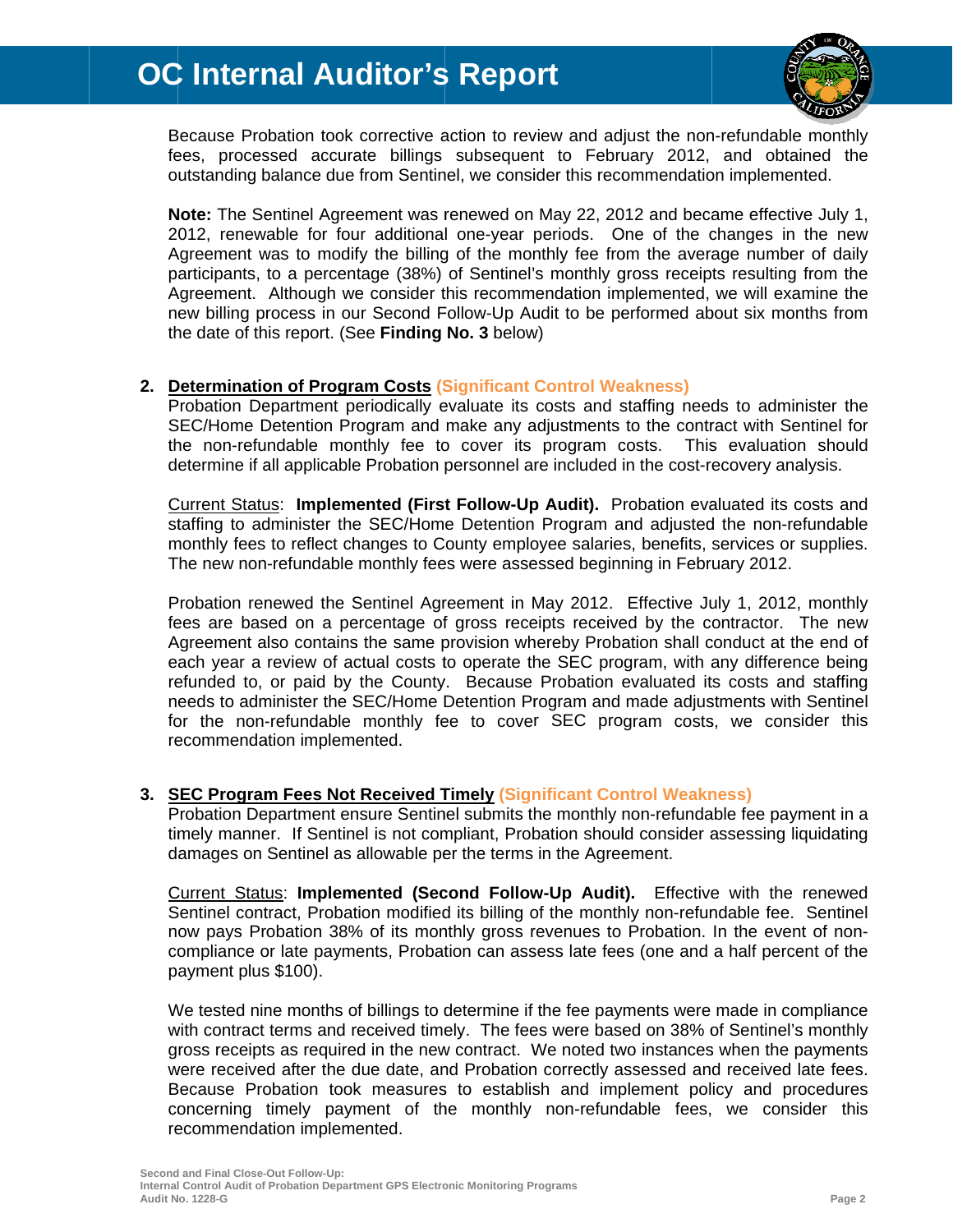Because Probation took corrective action to review and adjust the non-refundable monthly fees, processed accurate billings subsequent to February 2012, and obtained the outstanding balance due from Sentinel, we consider this recommendation implemented.

**Note:** The Sentinel Agreement was renewed on May 22, 2012 and became effective July 1, 2012, renewable for four additional one-year periods. One of the changes in the new Agreement was to modify the billing of the monthly fee from the average number of daily participants, to a percentage (38%) of Sentinel's monthly gross receipts resulting from the Agreement. Although we consider this recommendation implemented, we will examine the new billing process in our Second Follow-Up Audit to be performed about six months from the date of this report. (See **Finding No. 3** below)

2. **Determination of Program Costs** **(Significant Control Weakness)**
   Probation Department periodically evaluate its costs and staffing needs to administer the SEC/Home Detention Program and make any adjustments to the contract with Sentinel for the non-refundable monthly fee to cover its program costs. This evaluation should determine if all applicable Probation personnel are included in the cost-recovery analysis.

   Current Status: **Implemented (First Follow-Up Audit).** Probation evaluated its costs and staffing to administer the SEC/Home Detention Program and adjusted the non-refundable monthly fees to reflect changes to County employee salaries, benefits, services or supplies. The new non-refundable monthly fees were assessed beginning in February 2012.

   Probation renewed the Sentinel Agreement in May 2012. Effective July 1, 2012, monthly fees are based on a percentage of gross receipts received by the contractor. The new Agreement also contains the same provision whereby Probation shall conduct at the end of each year a review of actual costs to operate the SEC program, with any difference being refunded to, or paid by the County. Because Probation evaluated its costs and staffing needs to administer the SEC/Home Detention Program and made adjustments with Sentinel for the non-refundable monthly fee to cover SEC program costs, we consider this recommendation implemented.

3. **SEC Program Fees Not Received Timely** **(Significant Control Weakness)**
   Probation Department ensure Sentinel submits the monthly non-refundable fee payment in a timely manner. If Sentinel is not compliant, Probation should consider assessing liquidating damages on Sentinel as allowable per the terms in the Agreement.

   Current Status: **Implemented (Second Follow-Up Audit).** Effective with the renewed Sentinel contract, Probation modified its billing of the monthly non-refundable fee. Sentinel now pays Probation 38% of its monthly gross revenues to Probation. In the event of non-compliance or late payments, Probation can assess late fees (one and a half percent of the payment plus $100).

   We tested nine months of billings to determine if the fee payments were made in compliance with contract terms and received timely. The fees were based on 38% of Sentinel's monthly gross receipts as required in the new contract. We noted two instances when the payments were received after the due date, and Probation correctly assessed and received late fees. Because Probation took measures to establish and implement policy and procedures concerning timely payment of the monthly non-refundable fees, we consider this recommendation implemented.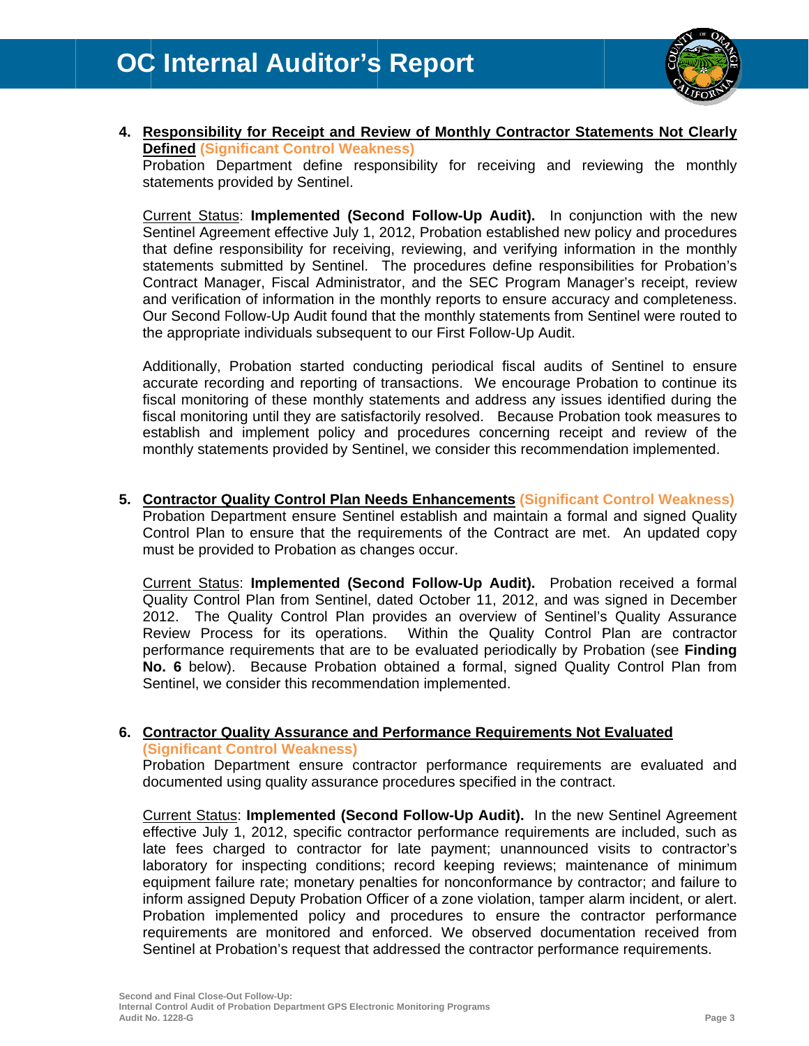4. **Responsibility for Receipt and Review of Monthly Contractor Statements Not Clearly Defined (Significant Control Weakness)**
   Probation Department define responsibility for receiving and reviewing the monthly statements provided by Sentinel.

   Current Status: **Implemented (Second Follow-Up Audit).** In conjunction with the new Sentinel Agreement effective July 1, 2012, Probation established new policy and procedures that define responsibility for receiving, reviewing, and verifying information in the monthly statements submitted by Sentinel. The procedures define responsibilities for Probation's Contract Manager, Fiscal Administrator, and the SEC Program Manager's receipt, review and verification of information in the monthly reports to ensure accuracy and completeness. Our Second Follow-Up Audit found that the monthly statements from Sentinel were routed to the appropriate individuals subsequent to our First Follow-Up Audit.

   Additionally, Probation started conducting periodical fiscal audits of Sentinel to ensure accurate recording and reporting of transactions. We encourage Probation to continue its fiscal monitoring of these monthly statements and address any issues identified during the fiscal monitoring until they are satisfactorily resolved. Because Probation took measures to establish and implement policy and procedures concerning receipt and review of the monthly statements provided by Sentinel, we consider this recommendation implemented.

5. **Contractor Quality Control Plan Needs Enhancements (Significant Control Weakness)**
   Probation Department ensure Sentinel establish and maintain a formal and signed Quality Control Plan to ensure that the requirements of the Contract are met. An updated copy must be provided to Probation as changes occur.

   Current Status: **Implemented (Second Follow-Up Audit).** Probation received a formal Quality Control Plan from Sentinel, dated October 11, 2012, and was signed in December 2012. The Quality Control Plan provides an overview of Sentinel's Quality Assurance Review Process for its operations. Within the Quality Control Plan are contractor performance requirements that are to be evaluated periodically by Probation (see **Finding No. 6** below). Because Probation obtained a formal, signed Quality Control Plan from Sentinel, we consider this recommendation implemented.

6. **Contractor Quality Assurance and Performance Requirements Not Evaluated (Significant Control Weakness)**
   Probation Department ensure contractor performance requirements are evaluated and documented using quality assurance procedures specified in the contract.

   Current Status: **Implemented (Second Follow-Up Audit).** In the new Sentinel Agreement effective July 1, 2012, specific contractor performance requirements are included, such as late fees charged to contractor for late payment; unannounced visits to contractor's laboratory for inspecting conditions; record keeping reviews; maintenance of minimum equipment failure rate; monetary penalties for nonconformance by contractor; and failure to inform assigned Deputy Probation Officer of a zone violation, tamper alarm incident, or alert. Probation implemented policy and procedures to ensure the contractor performance requirements are monitored and enforced. We observed documentation received from Sentinel at Probation's request that addressed the contractor performance requirements.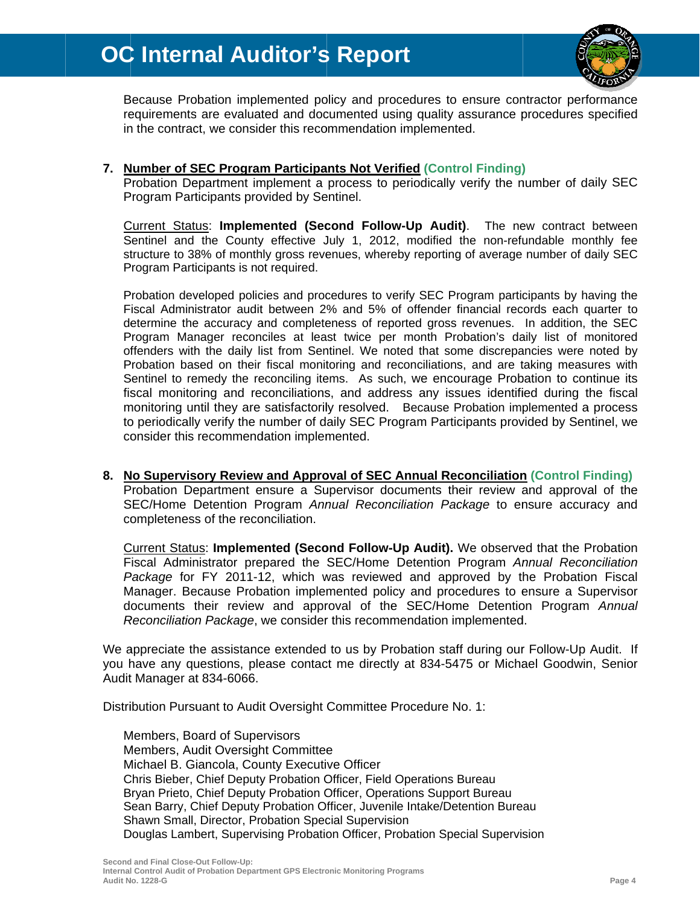Because Probation implemented policy and procedures to ensure contractor performance requirements are evaluated and documented using quality assurance procedures specified in the contract, we consider this recommendation implemented.

7. **Number of SEC Program Participants Not Verified** **(Control Finding)**
   Probation Department implement a process to periodically verify the number of daily SEC Program Participants provided by Sentinel.

   Current Status: **Implemented (Second Follow-Up Audit)**. The new contract between Sentinel and the County effective July 1, 2012, modified the non-refundable monthly fee structure to 38% of monthly gross revenues, whereby reporting of average number of daily SEC Program Participants is not required.

   Probation developed policies and procedures to verify SEC Program participants by having the Fiscal Administrator audit between 2% and 5% of offender financial records each quarter to determine the accuracy and completeness of reported gross revenues. In addition, the SEC Program Manager reconciles at least twice per month Probation's daily list of monitored offenders with the daily list from Sentinel. We noted that some discrepancies were noted by Probation based on their fiscal monitoring and reconciliations, and are taking measures with Sentinel to remedy the reconciling items. As such, we encourage Probation to continue its fiscal monitoring and reconciliations, and address any issues identified during the fiscal monitoring until they are satisfactorily resolved. Because Probation implemented a process to periodically verify the number of daily SEC Program Participants provided by Sentinel, we consider this recommendation implemented.

8. **No Supervisory Review and Approval of SEC Annual Reconciliation** **(Control Finding)**
   Probation Department ensure a Supervisor documents their review and approval of the SEC/Home Detention Program *Annual Reconciliation Package* to ensure accuracy and completeness of the reconciliation.

   Current Status: **Implemented (Second Follow-Up Audit).** We observed that the Probation Fiscal Administrator prepared the SEC/Home Detention Program *Annual Reconciliation Package* for FY 2011-12, which was reviewed and approved by the Probation Fiscal Manager. Because Probation implemented policy and procedures to ensure a Supervisor documents their review and approval of the SEC/Home Detention Program *Annual Reconciliation Package*, we consider this recommendation implemented.

We appreciate the assistance extended to us by Probation staff during our Follow-Up Audit. If you have any questions, please contact me directly at 834-5475 or Michael Goodwin, Senior Audit Manager at 834-6066.

Distribution Pursuant to Audit Oversight Committee Procedure No. 1:

Members, Board of Supervisors
Members, Audit Oversight Committee
Michael B. Giancola, County Executive Officer
Chris Bieber, Chief Deputy Probation Officer, Field Operations Bureau
Bryan Prieto, Chief Deputy Probation Officer, Operations Support Bureau
Sean Barry, Chief Deputy Probation Officer, Juvenile Intake/Detention Bureau
Shawn Small, Director, Probation Special Supervision
Douglas Lambert, Supervising Probation Officer, Probation Special Supervision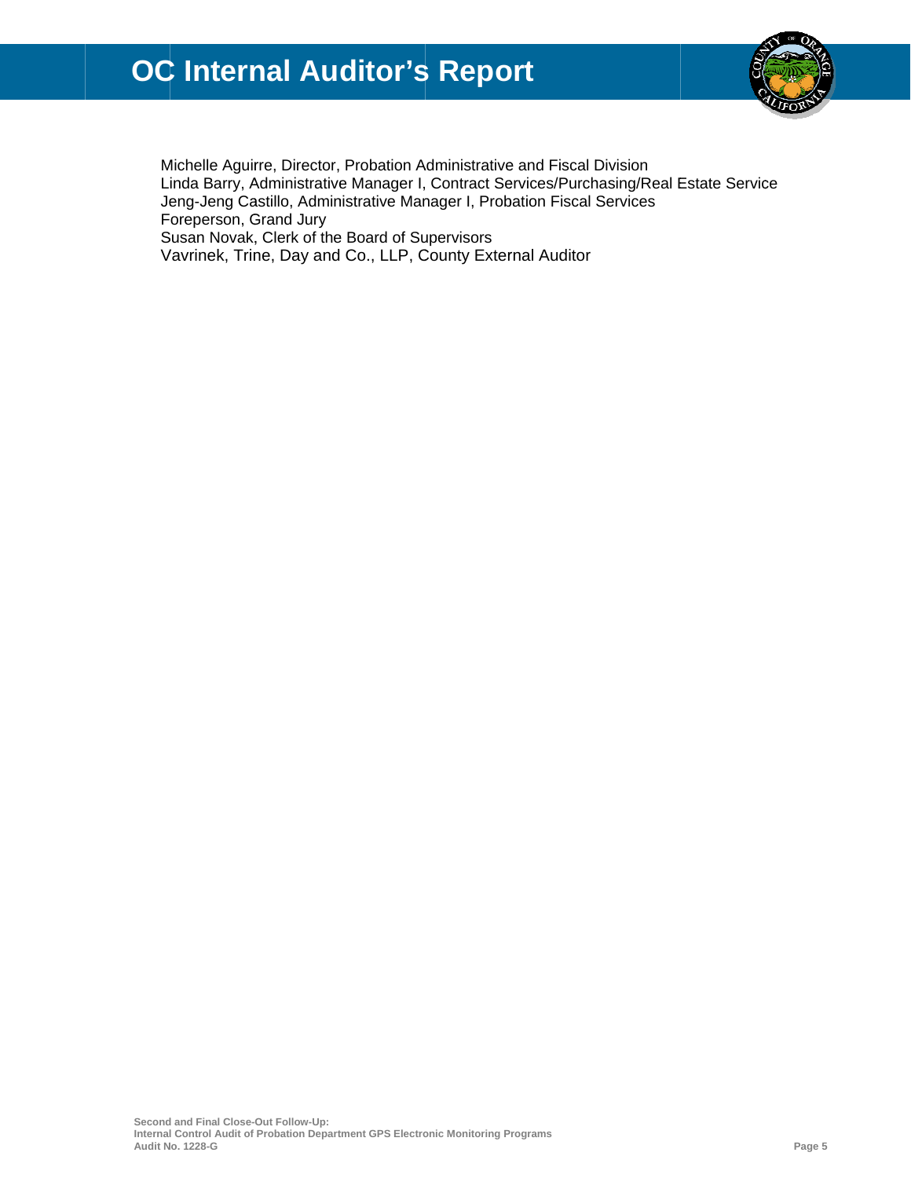Michelle Aguirre, Director, Probation Administrative and Fiscal Division
Linda Barry, Administrative Manager I, Contract Services/Purchasing/Real Estate Service
Jeng-Jeng Castillo, Administrative Manager I, Probation Fiscal Services
Foreperson, Grand Jury
Susan Novak, Clerk of the Board of Supervisors
Vavrinek, Trine, Day and Co., LLP, County External Auditor